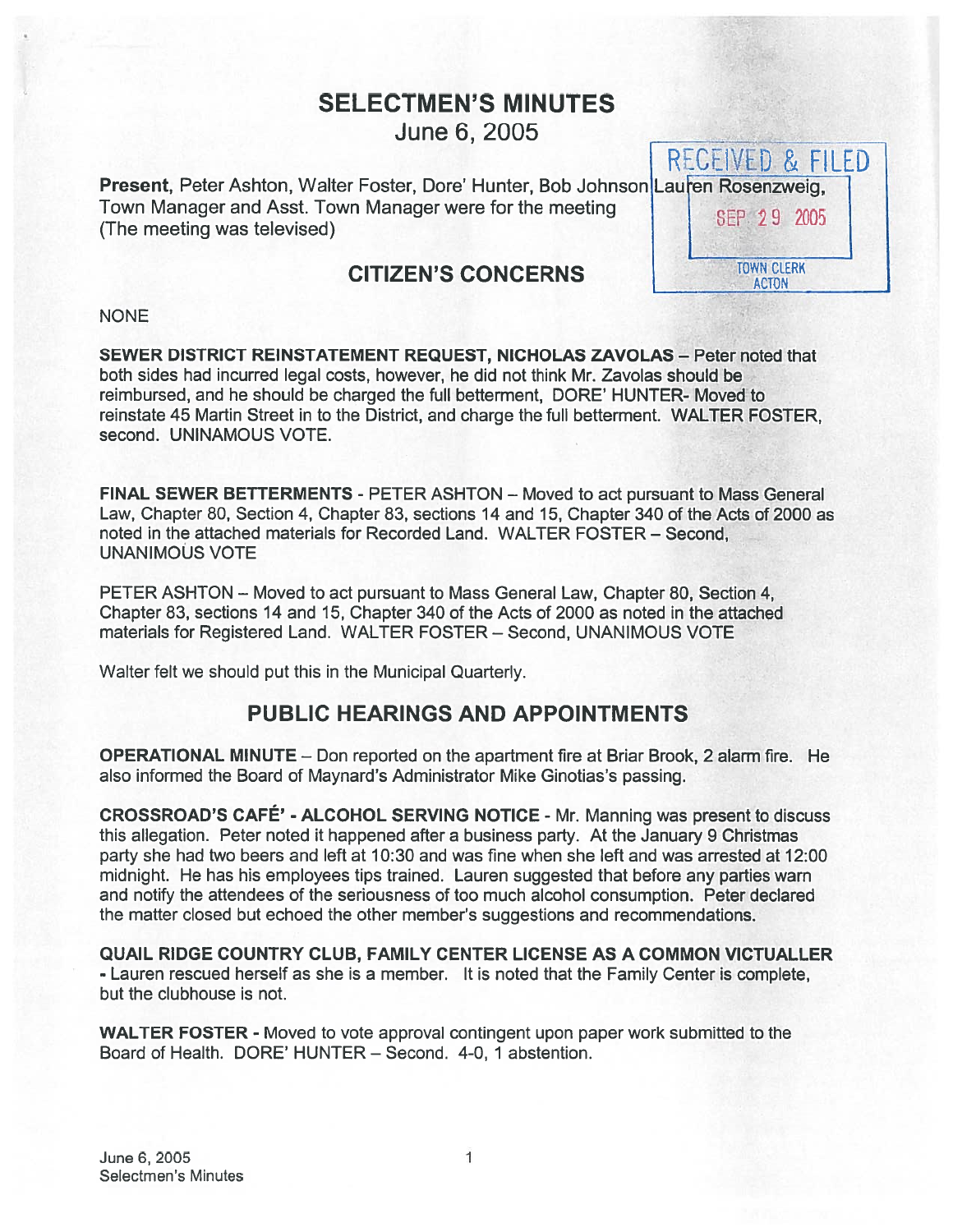# SELECTMEN'S MINUTES

June 6, 2005

RECEIVED & FILED
SEP 29 2005
TOWN CLERK
ACTON

**Present**, Peter Ashton, Walter Foster, Dore' Hunter, Bob Johnson Lauren Rosenzweig, Town Manager and Asst. Town Manager were for the meeting (The meeting was televised)

## CITIZEN'S CONCERNS

NONE

**SEWER DISTRICT REINSTATEMENT REQUEST, NICHOLAS ZAVOLAS** – Peter noted that both sides had incurred legal costs, however, he did not think Mr. Zavolas should be reimbursed, and he should be charged the full betterment, DORE' HUNTER- Moved to reinstate 45 Martin Street in to the District, and charge the full betterment. WALTER FOSTER, second. UNINAMOUS VOTE.

**FINAL SEWER BETTERMENTS** - PETER ASHTON – Moved to act pursuant to Mass General Law, Chapter 80, Section 4, Chapter 83, sections 14 and 15, Chapter 340 of the Acts of 2000 as noted in the attached materials for Recorded Land. WALTER FOSTER – Second, UNANIMOUS VOTE

PETER ASHTON – Moved to act pursuant to Mass General Law, Chapter 80, Section 4, Chapter 83, sections 14 and 15, Chapter 340 of the Acts of 2000 as noted in the attached materials for Registered Land. WALTER FOSTER – Second, UNANIMOUS VOTE

Walter felt we should put this in the Municipal Quarterly.

## PUBLIC HEARINGS AND APPOINTMENTS

**OPERATIONAL MINUTE** – Don reported on the apartment fire at Briar Brook, 2 alarm fire. He also informed the Board of Maynard's Administrator Mike Ginotias's passing.

**CROSSROAD'S CAFÉ' - ALCOHOL SERVING NOTICE** - Mr. Manning was present to discuss this allegation. Peter noted it happened after a business party. At the January 9 Christmas party she had two beers and left at 10:30 and was fine when she left and was arrested at 12:00 midnight. He has his employees tips trained. Lauren suggested that before any parties warn and notify the attendees of the seriousness of too much alcohol consumption. Peter declared the matter closed but echoed the other member's suggestions and recommendations.

**QUAIL RIDGE COUNTRY CLUB, FAMILY CENTER LICENSE AS A COMMON VICTUALLER** - Lauren rescued herself as she is a member. It is noted that the Family Center is complete, but the clubhouse is not.

**WALTER FOSTER** - Moved to vote approval contingent upon paper work submitted to the Board of Health. DORE' HUNTER – Second. 4-0, 1 abstention.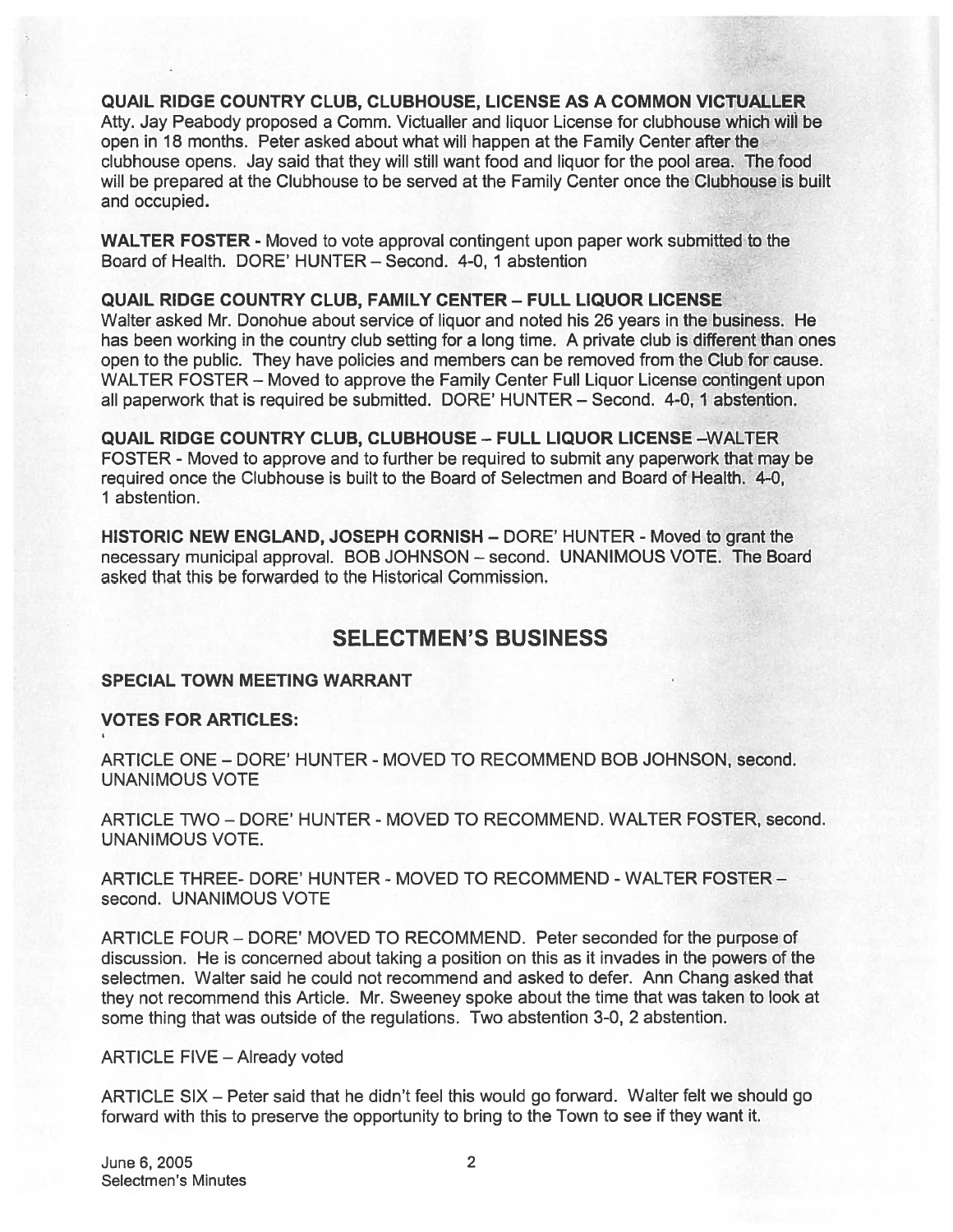**QUAIL RIDGE COUNTRY CLUB, CLUBHOUSE, LICENSE AS A COMMON VICTUALLER**
Atty. Jay Peabody proposed a Comm. Victualler and liquor License for clubhouse which will be open in 18 months. Peter asked about what will happen at the Family Center after the clubhouse opens. Jay said that they will still want food and liquor for the pool area. The food will be prepared at the Clubhouse to be served at the Family Center once the Clubhouse is built and occupied.

**WALTER FOSTER** - Moved to vote approval contingent upon paper work submitted to the Board of Health. DORE' HUNTER – Second. 4-0, 1 abstention

**QUAIL RIDGE COUNTRY CLUB, FAMILY CENTER – FULL LIQUOR LICENSE**
Walter asked Mr. Donohue about service of liquor and noted his 26 years in the business. He has been working in the country club setting for a long time. A private club is different than ones open to the public. They have policies and members can be removed from the Club for cause. WALTER FOSTER – Moved to approve the Family Center Full Liquor License contingent upon all paperwork that is required be submitted. DORE' HUNTER – Second. 4-0, 1 abstention.

**QUAIL RIDGE COUNTRY CLUB, CLUBHOUSE – FULL LIQUOR LICENSE** –WALTER FOSTER - Moved to approve and to further be required to submit any paperwork that may be required once the Clubhouse is built to the Board of Selectmen and Board of Health. 4-0, 1 abstention.

**HISTORIC NEW ENGLAND, JOSEPH CORNISH** – DORE' HUNTER - Moved to grant the necessary municipal approval. BOB JOHNSON – second. UNANIMOUS VOTE. The Board asked that this be forwarded to the Historical Commission.

## SELECTMEN'S BUSINESS

**SPECIAL TOWN MEETING WARRANT**

**VOTES FOR ARTICLES:**

ARTICLE ONE – DORE' HUNTER - MOVED TO RECOMMEND BOB JOHNSON, second. UNANIMOUS VOTE

ARTICLE TWO – DORE' HUNTER - MOVED TO RECOMMEND. WALTER FOSTER, second. UNANIMOUS VOTE.

ARTICLE THREE- DORE' HUNTER - MOVED TO RECOMMEND - WALTER FOSTER – second. UNANIMOUS VOTE

ARTICLE FOUR – DORE' MOVED TO RECOMMEND. Peter seconded for the purpose of discussion. He is concerned about taking a position on this as it invades in the powers of the selectmen. Walter said he could not recommend and asked to defer. Ann Chang asked that they not recommend this Article. Mr. Sweeney spoke about the time that was taken to look at some thing that was outside of the regulations. Two abstention 3-0, 2 abstention.

ARTICLE FIVE – Already voted

ARTICLE SIX – Peter said that he didn't feel this would go forward. Walter felt we should go forward with this to preserve the opportunity to bring to the Town to see if they want it.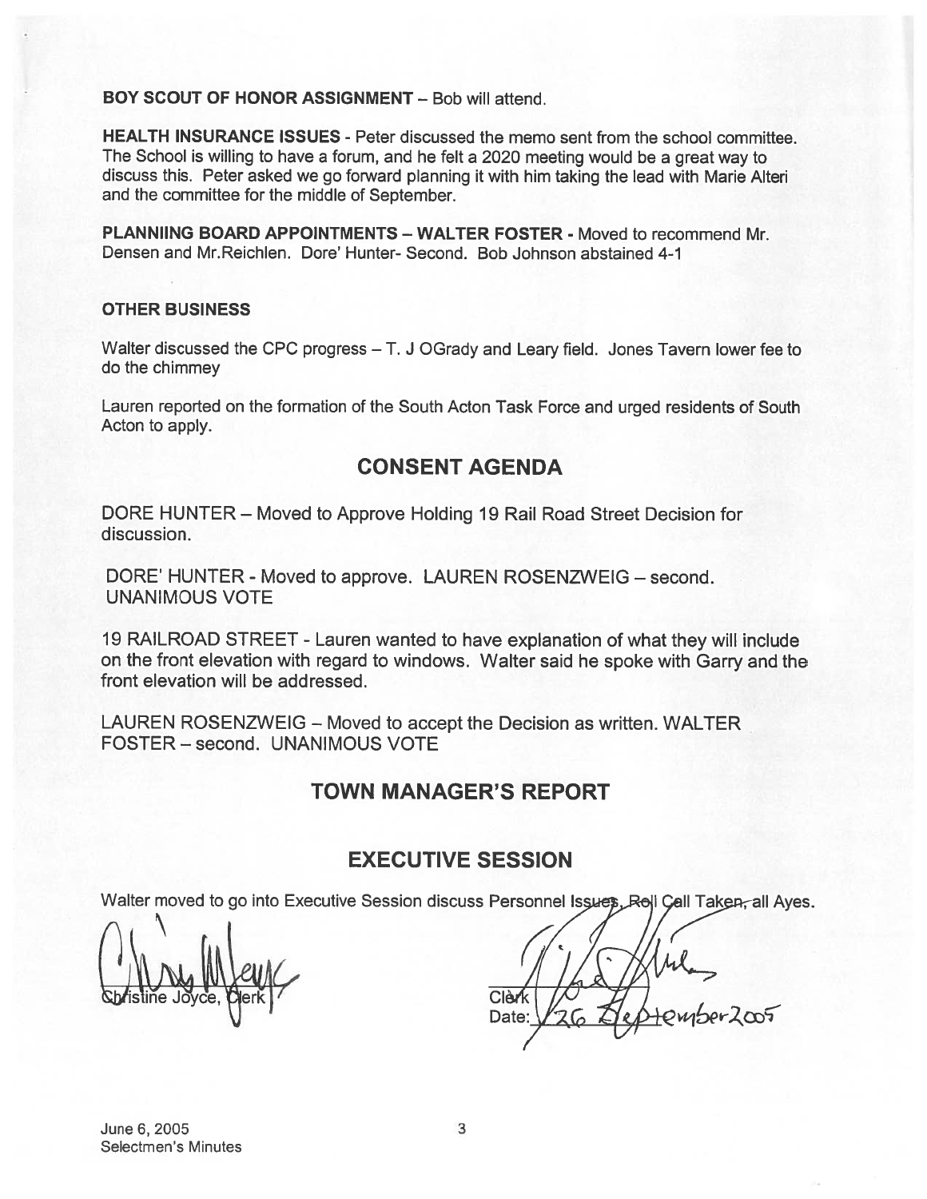**BOY SCOUT OF HONOR ASSIGNMENT** – Bob will attend.

**HEALTH INSURANCE ISSUES** - Peter discussed the memo sent from the school committee. The School is willing to have a forum, and he felt a 2020 meeting would be a great way to discuss this. Peter asked we go forward planning it with him taking the lead with Marie Alteri and the committee for the middle of September.

**PLANNIING BOARD APPOINTMENTS – WALTER FOSTER** - Moved to recommend Mr. Densen and Mr.Reichlen. Dore' Hunter- Second. Bob Johnson abstained 4-1

**OTHER BUSINESS**

Walter discussed the CPC progress – T. J OGrady and Leary field. Jones Tavern lower fee to do the chimmey

Lauren reported on the formation of the South Acton Task Force and urged residents of South Acton to apply.

## CONSENT AGENDA

DORE HUNTER – Moved to Approve Holding 19 Rail Road Street Decision for discussion.

DORE' HUNTER - Moved to approve. LAUREN ROSENZWEIG – second. UNANIMOUS VOTE

19 RAILROAD STREET - Lauren wanted to have explanation of what they will include on the front elevation with regard to windows. Walter said he spoke with Garry and the front elevation will be addressed.

LAUREN ROSENZWEIG – Moved to accept the Decision as written. WALTER FOSTER – second. UNANIMOUS VOTE

## TOWN MANAGER'S REPORT

## EXECUTIVE SESSION

Walter moved to go into Executive Session discuss Personnel Issues, Roll Call Taken, all Ayes.

Christine Joyce, Clerk

Clerk
Date: 26 September 2005

June 6, 2005
Selectmen's Minutes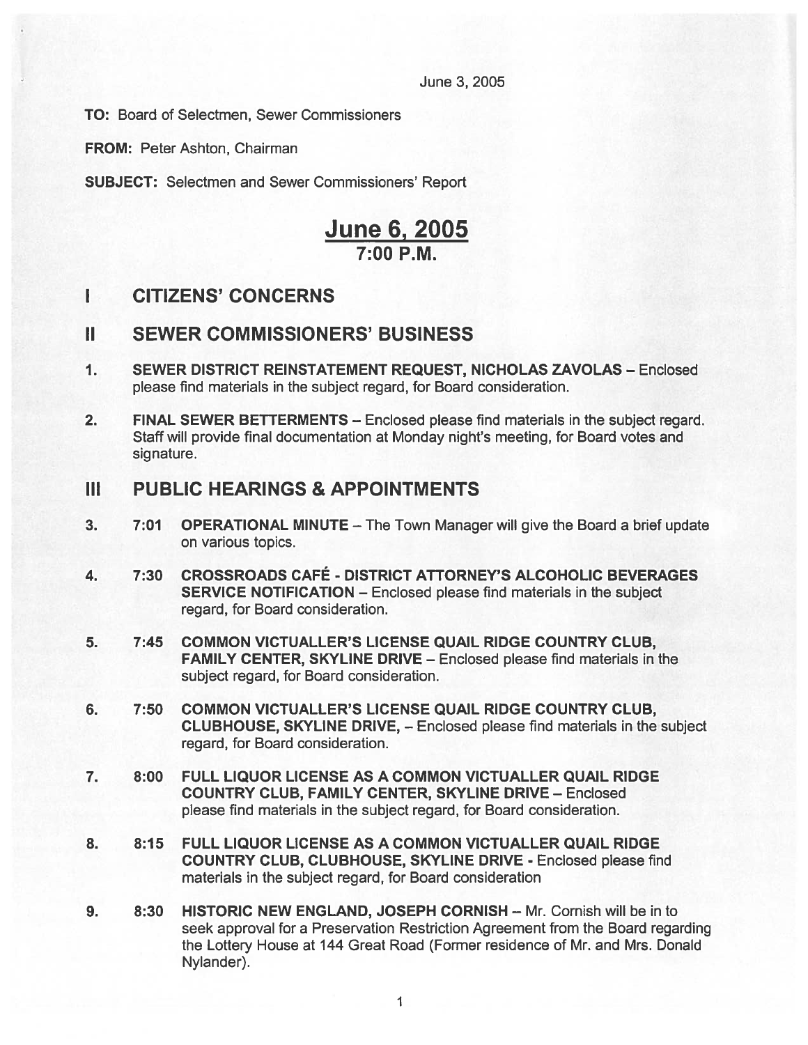June 3, 2005

**TO:** Board of Selectmen, Sewer Commissioners

**FROM:** Peter Ashton, Chairman

**SUBJECT:** Selectmen and Sewer Commissioners' Report

# June 6, 2005
## 7:00 P.M.

## I CITIZENS' CONCERNS

## II SEWER COMMISSIONERS' BUSINESS

1. **SEWER DISTRICT REINSTATEMENT REQUEST, NICHOLAS ZAVOLAS** – Enclosed please find materials in the subject regard, for Board consideration.

2. **FINAL SEWER BETTERMENTS** – Enclosed please find materials in the subject regard. Staff will provide final documentation at Monday night's meeting, for Board votes and signature.

## III PUBLIC HEARINGS & APPOINTMENTS

3. 7:01 **OPERATIONAL MINUTE** – The Town Manager will give the Board a brief update on various topics.

4. 7:30 **CROSSROADS CAFÉ - DISTRICT ATTORNEY'S ALCOHOLIC BEVERAGES SERVICE NOTIFICATION** – Enclosed please find materials in the subject regard, for Board consideration.

5. 7:45 **COMMON VICTUALLER'S LICENSE QUAIL RIDGE COUNTRY CLUB, FAMILY CENTER, SKYLINE DRIVE** – Enclosed please find materials in the subject regard, for Board consideration.

6. 7:50 **COMMON VICTUALLER'S LICENSE QUAIL RIDGE COUNTRY CLUB, CLUBHOUSE, SKYLINE DRIVE,** – Enclosed please find materials in the subject regard, for Board consideration.

7. 8:00 **FULL LIQUOR LICENSE AS A COMMON VICTUALLER QUAIL RIDGE COUNTRY CLUB, FAMILY CENTER, SKYLINE DRIVE** – Enclosed please find materials in the subject regard, for Board consideration.

8. 8:15 **FULL LIQUOR LICENSE AS A COMMON VICTUALLER QUAIL RIDGE COUNTRY CLUB, CLUBHOUSE, SKYLINE DRIVE** - Enclosed please find materials in the subject regard, for Board consideration

9. 8:30 **HISTORIC NEW ENGLAND, JOSEPH CORNISH** – Mr. Cornish will be in to seek approval for a Preservation Restriction Agreement from the Board regarding the Lottery House at 144 Great Road (Former residence of Mr. and Mrs. Donald Nylander).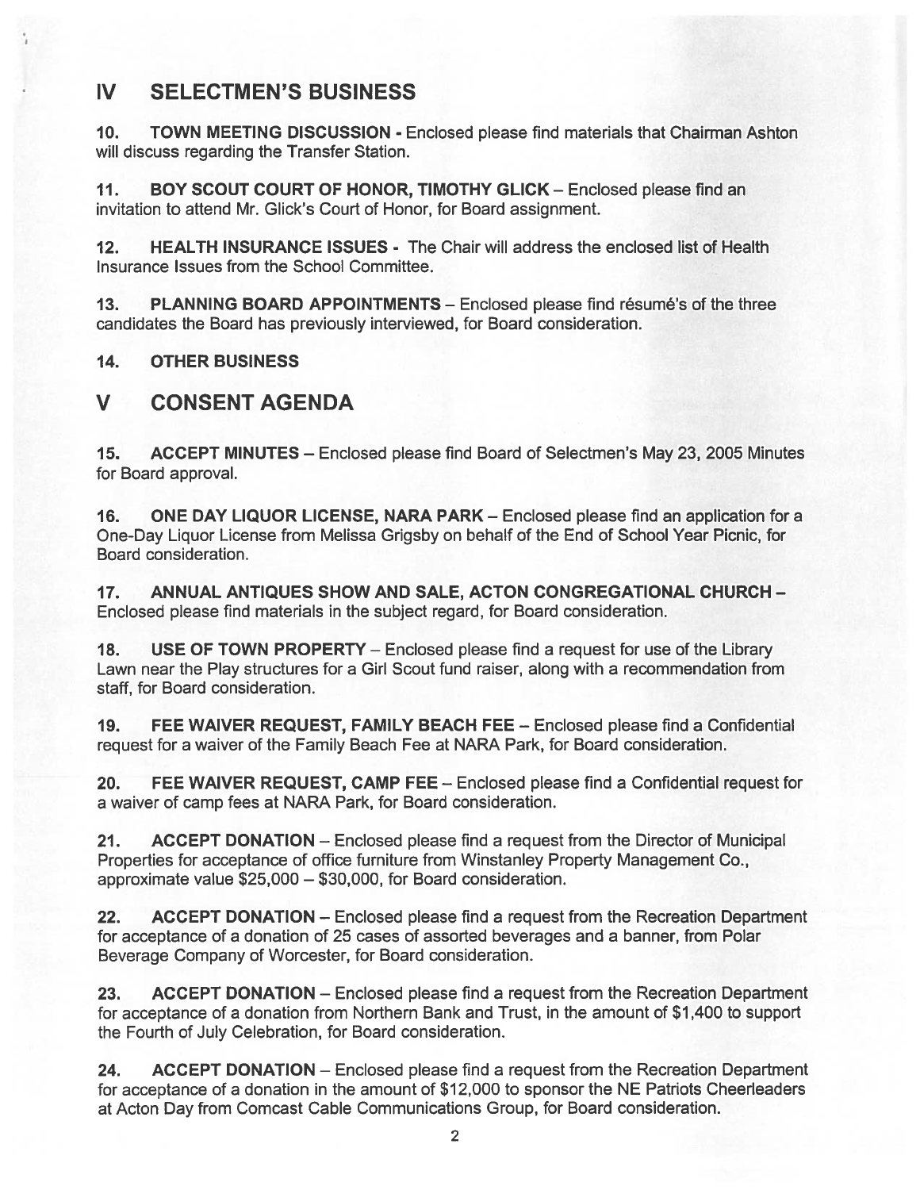## IV SELECTMEN'S BUSINESS

**10. TOWN MEETING DISCUSSION -** Enclosed please find materials that Chairman Ashton will discuss regarding the Transfer Station.

**11. BOY SCOUT COURT OF HONOR, TIMOTHY GLICK** – Enclosed please find an invitation to attend Mr. Glick's Court of Honor, for Board assignment.

**12. HEALTH INSURANCE ISSUES -** The Chair will address the enclosed list of Health Insurance Issues from the School Committee.

**13. PLANNING BOARD APPOINTMENTS** – Enclosed please find résumé's of the three candidates the Board has previously interviewed, for Board consideration.

**14. OTHER BUSINESS**

## V CONSENT AGENDA

**15. ACCEPT MINUTES** – Enclosed please find Board of Selectmen's May 23, 2005 Minutes for Board approval.

**16. ONE DAY LIQUOR LICENSE, NARA PARK** – Enclosed please find an application for a One-Day Liquor License from Melissa Grigsby on behalf of the End of School Year Picnic, for Board consideration.

**17. ANNUAL ANTIQUES SHOW AND SALE, ACTON CONGREGATIONAL CHURCH** – Enclosed please find materials in the subject regard, for Board consideration.

**18. USE OF TOWN PROPERTY** – Enclosed please find a request for use of the Library Lawn near the Play structures for a Girl Scout fund raiser, along with a recommendation from staff, for Board consideration.

**19. FEE WAIVER REQUEST, FAMILY BEACH FEE** – Enclosed please find a Confidential request for a waiver of the Family Beach Fee at NARA Park, for Board consideration.

**20. FEE WAIVER REQUEST, CAMP FEE** – Enclosed please find a Confidential request for a waiver of camp fees at NARA Park, for Board consideration.

**21. ACCEPT DONATION** – Enclosed please find a request from the Director of Municipal Properties for acceptance of office furniture from Winstanley Property Management Co., approximate value $25,000 – $30,000, for Board consideration.

**22. ACCEPT DONATION** – Enclosed please find a request from the Recreation Department for acceptance of a donation of 25 cases of assorted beverages and a banner, from Polar Beverage Company of Worcester, for Board consideration.

**23. ACCEPT DONATION** – Enclosed please find a request from the Recreation Department for acceptance of a donation from Northern Bank and Trust, in the amount of $1,400 to support the Fourth of July Celebration, for Board consideration.

**24. ACCEPT DONATION** – Enclosed please find a request from the Recreation Department for acceptance of a donation in the amount of $12,000 to sponsor the NE Patriots Cheerleaders at Acton Day from Comcast Cable Communications Group, for Board consideration.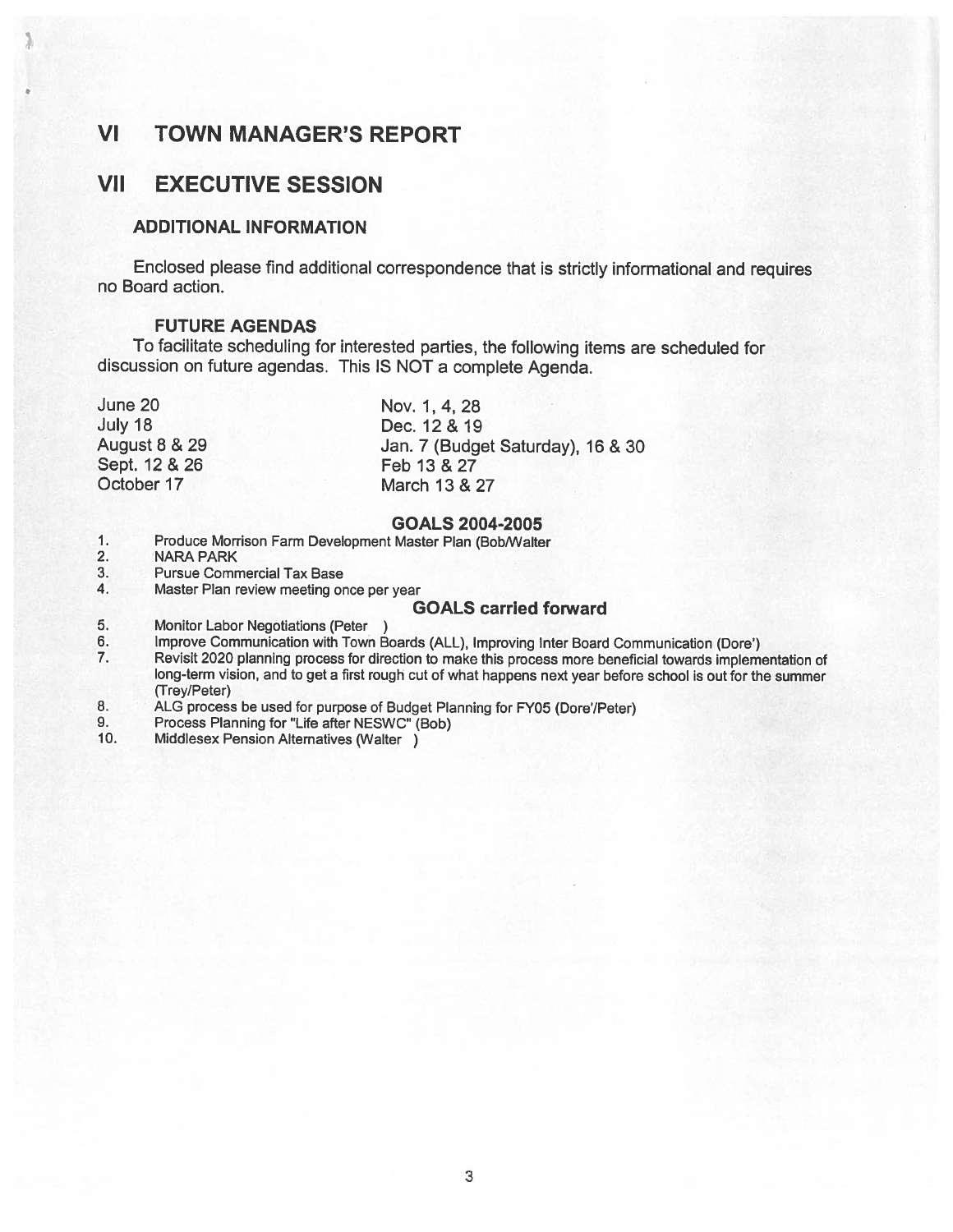## VI TOWN MANAGER'S REPORT

## VII EXECUTIVE SESSION

### ADDITIONAL INFORMATION

Enclosed please find additional correspondence that is strictly informational and requires no Board action.

### FUTURE AGENDAS

To facilitate scheduling for interested parties, the following items are scheduled for discussion on future agendas. This IS NOT a complete Agenda.

| | |
|---|---|
| June 20 | Nov. 1, 4, 28 |
| July 18 | Dec. 12 & 19 |
| August 8 & 29 | Jan. 7 (Budget Saturday), 16 & 30 |
| Sept. 12 & 26 | Feb 13 & 27 |
| October 17 | March 13 & 27 |

### GOALS 2004-2005

1. Produce Morrison Farm Development Master Plan (Bob/Walter
2. NARA PARK
3. Pursue Commercial Tax Base
4. Master Plan review meeting once per year

### GOALS carried forward

5. Monitor Labor Negotiations (Peter )
6. Improve Communication with Town Boards (ALL), Improving Inter Board Communication (Dore')
7. Revisit 2020 planning process for direction to make this process more beneficial towards implementation of long-term vision, and to get a first rough cut of what happens next year before school is out for the summer (Trey/Peter)
8. ALG process be used for purpose of Budget Planning for FY05 (Dore'/Peter)
9. Process Planning for "Life after NESWC" (Bob)
10. Middlesex Pension Alternatives (Walter )